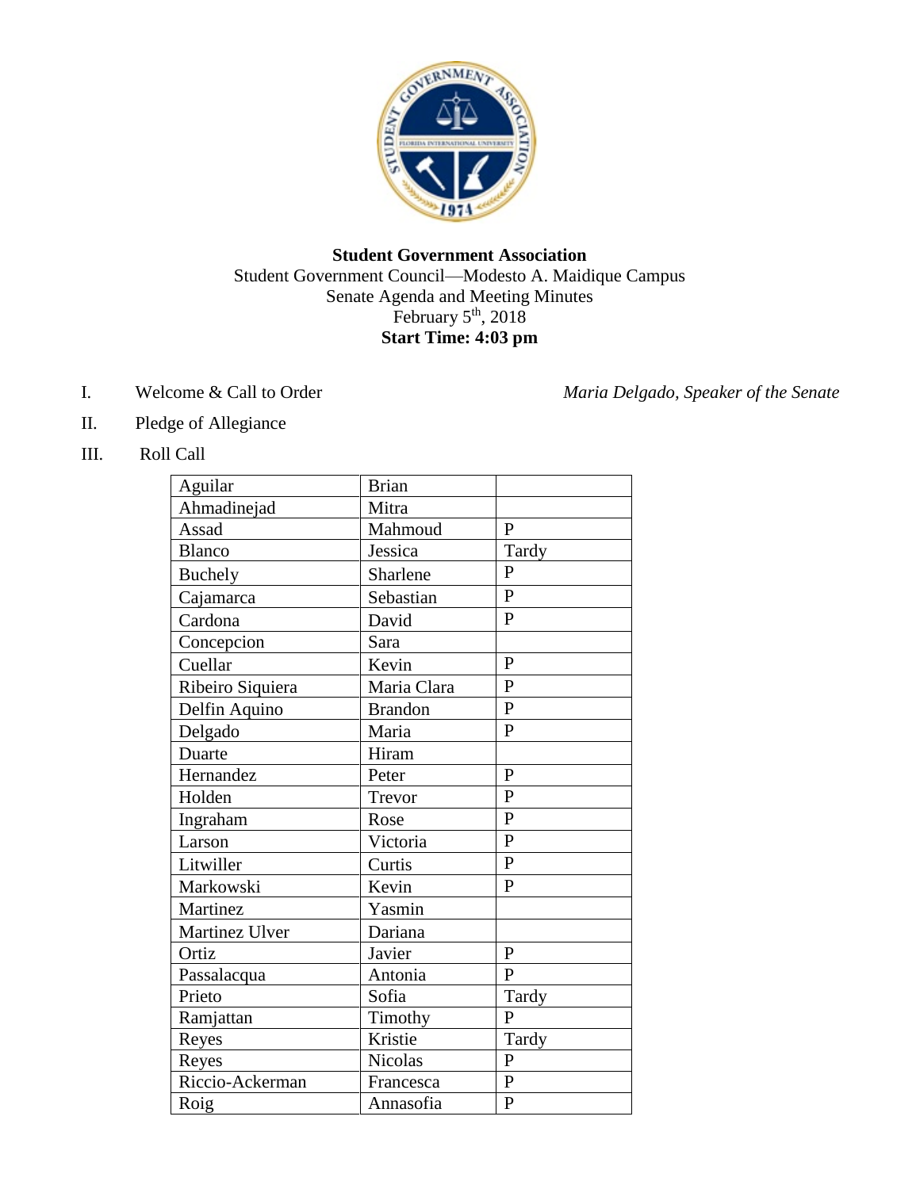**Student Government Association**

Student Government Council—Modesto A. Maidique Campus

Senate Agenda and Meeting Minutes

February 5th, 2018

**Start Time: 4:03 pm**

I. Welcome & Call to Order *Maria Delgado, Speaker of the Senate*

II. Pledge of Allegiance

III. Roll Call

| | | |
|---|---|---|
| Aguilar | Brian | |
| Ahmadinejad | Mitra | |
| Assad | Mahmoud | P |
| Blanco | Jessica | Tardy |
| Buchely | Sharlene | P |
| Cajamarca | Sebastian | P |
| Cardona | David | P |
| Concepcion | Sara | |
| Cuellar | Kevin | P |
| Ribeiro Siquiera | Maria Clara | P |
| Delfin Aquino | Brandon | P |
| Delgado | Maria | P |
| Duarte | Hiram | |
| Hernandez | Peter | P |
| Holden | Trevor | P |
| Ingraham | Rose | P |
| Larson | Victoria | P |
| Litwiller | Curtis | P |
| Markowski | Kevin | P |
| Martinez | Yasmin | |
| Martinez Ulver | Dariana | |
| Ortiz | Javier | P |
| Passalacqua | Antonia | P |
| Prieto | Sofia | Tardy |
| Ramjattan | Timothy | P |
| Reyes | Kristie | Tardy |
| Reyes | Nicolas | P |
| Riccio-Ackerman | Francesca | P |
| Roig | Annasofia | P |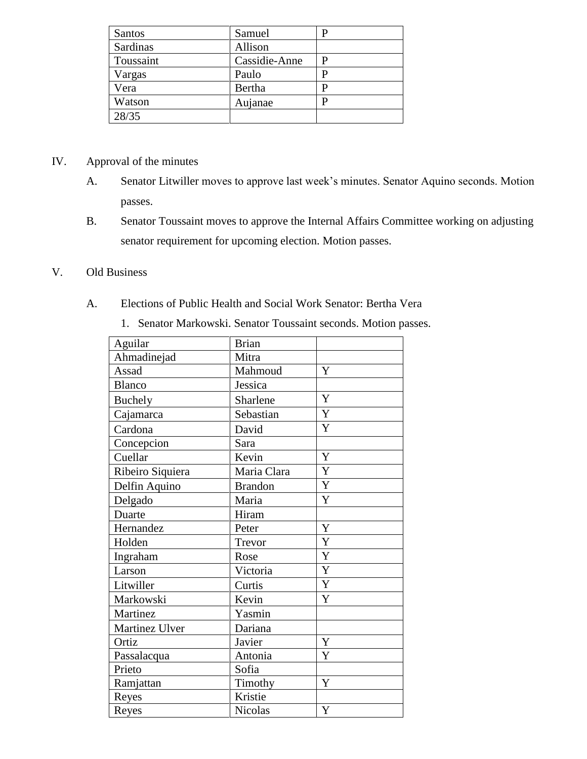| Santos | Samuel | P |
| --- | --- | --- |
| Sardinas | Allison | |
| Toussaint | Cassidie-Anne | P |
| Vargas | Paulo | P |
| Vera | Bertha | P |
| Watson | Aujanae | P |
| 28/35 | | |

IV. Approval of the minutes

A. Senator Litwiller moves to approve last week's minutes. Senator Aquino seconds. Motion passes.

B. Senator Toussaint moves to approve the Internal Affairs Committee working on adjusting senator requirement for upcoming election. Motion passes.

V. Old Business

A. Elections of Public Health and Social Work Senator: Bertha Vera

1. Senator Markowski. Senator Toussaint seconds. Motion passes.

| Aguilar | Brian | |
| --- | --- | --- |
| Ahmadinejad | Mitra | |
| Assad | Mahmoud | Y |
| Blanco | Jessica | |
| Buchely | Sharlene | Y |
| Cajamarca | Sebastian | Y |
| Cardona | David | Y |
| Concepcion | Sara | |
| Cuellar | Kevin | Y |
| Ribeiro Siquiera | Maria Clara | Y |
| Delfin Aquino | Brandon | Y |
| Delgado | Maria | Y |
| Duarte | Hiram | |
| Hernandez | Peter | Y |
| Holden | Trevor | Y |
| Ingraham | Rose | Y |
| Larson | Victoria | Y |
| Litwiller | Curtis | Y |
| Markowski | Kevin | Y |
| Martinez | Yasmin | |
| Martinez Ulver | Dariana | |
| Ortiz | Javier | Y |
| Passalacqua | Antonia | Y |
| Prieto | Sofia | |
| Ramjattan | Timothy | Y |
| Reyes | Kristie | |
| Reyes | Nicolas | Y |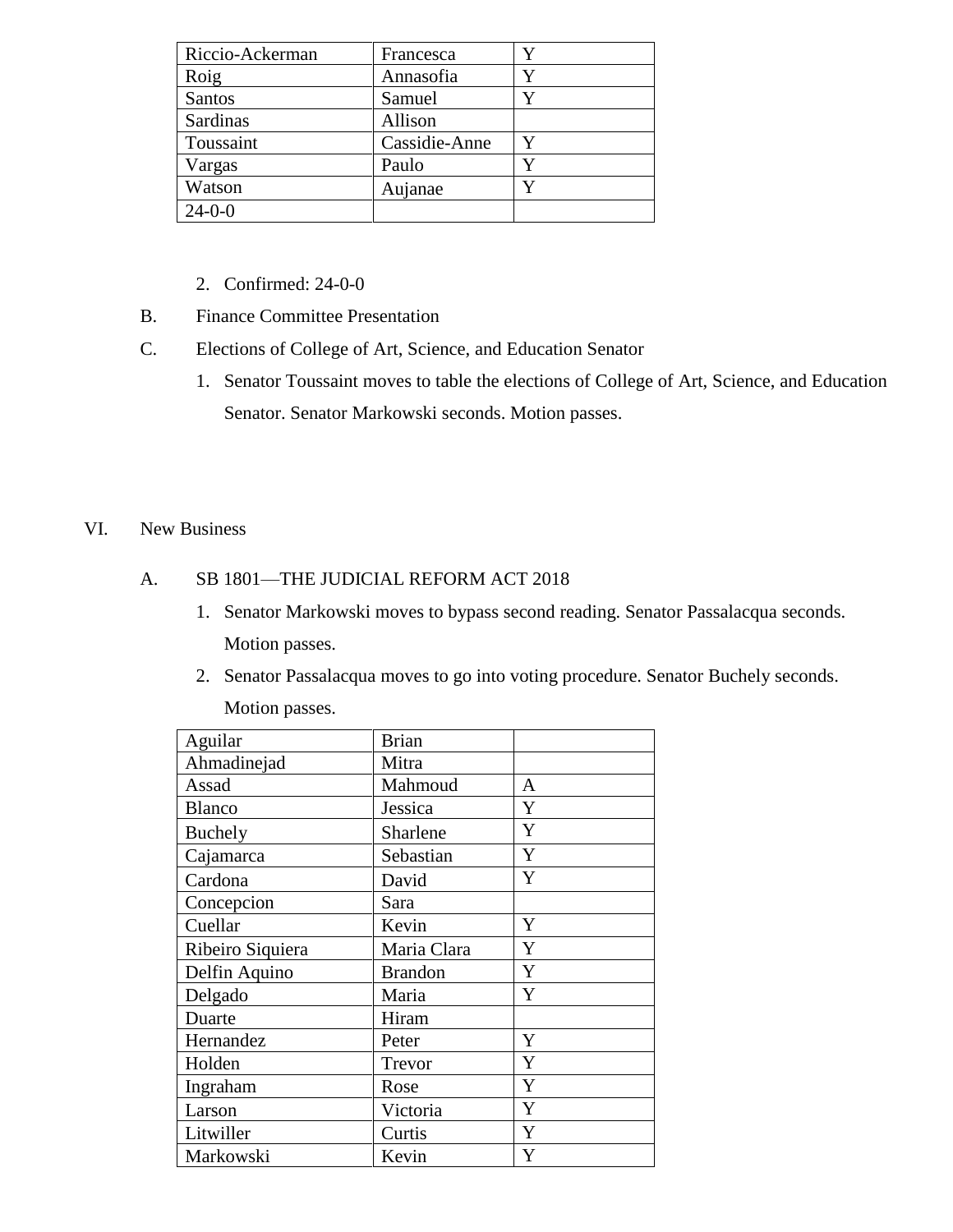| Riccio-Ackerman | Francesca | Y |
|---|---|---|
| Roig | Annasofia | Y |
| Santos | Samuel | Y |
| Sardinas | Allison | |
| Toussaint | Cassidie-Anne | Y |
| Vargas | Paulo | Y |
| Watson | Aujanae | Y |
| 24-0-0 | | |

2. Confirmed: 24-0-0

B. Finance Committee Presentation

C. Elections of College of Art, Science, and Education Senator

1. Senator Toussaint moves to table the elections of College of Art, Science, and Education Senator. Senator Markowski seconds. Motion passes.

VI. New Business

A. SB 1801—THE JUDICIAL REFORM ACT 2018

1. Senator Markowski moves to bypass second reading. Senator Passalacqua seconds. Motion passes.
2. Senator Passalacqua moves to go into voting procedure. Senator Buchely seconds. Motion passes.

| Aguilar | Brian | |
|---|---|---|
| Ahmadinejad | Mitra | |
| Assad | Mahmoud | A |
| Blanco | Jessica | Y |
| Buchely | Sharlene | Y |
| Cajamarca | Sebastian | Y |
| Cardona | David | Y |
| Concepcion | Sara | |
| Cuellar | Kevin | Y |
| Ribeiro Siquiera | Maria Clara | Y |
| Delfin Aquino | Brandon | Y |
| Delgado | Maria | Y |
| Duarte | Hiram | |
| Hernandez | Peter | Y |
| Holden | Trevor | Y |
| Ingraham | Rose | Y |
| Larson | Victoria | Y |
| Litwiller | Curtis | Y |
| Markowski | Kevin | Y |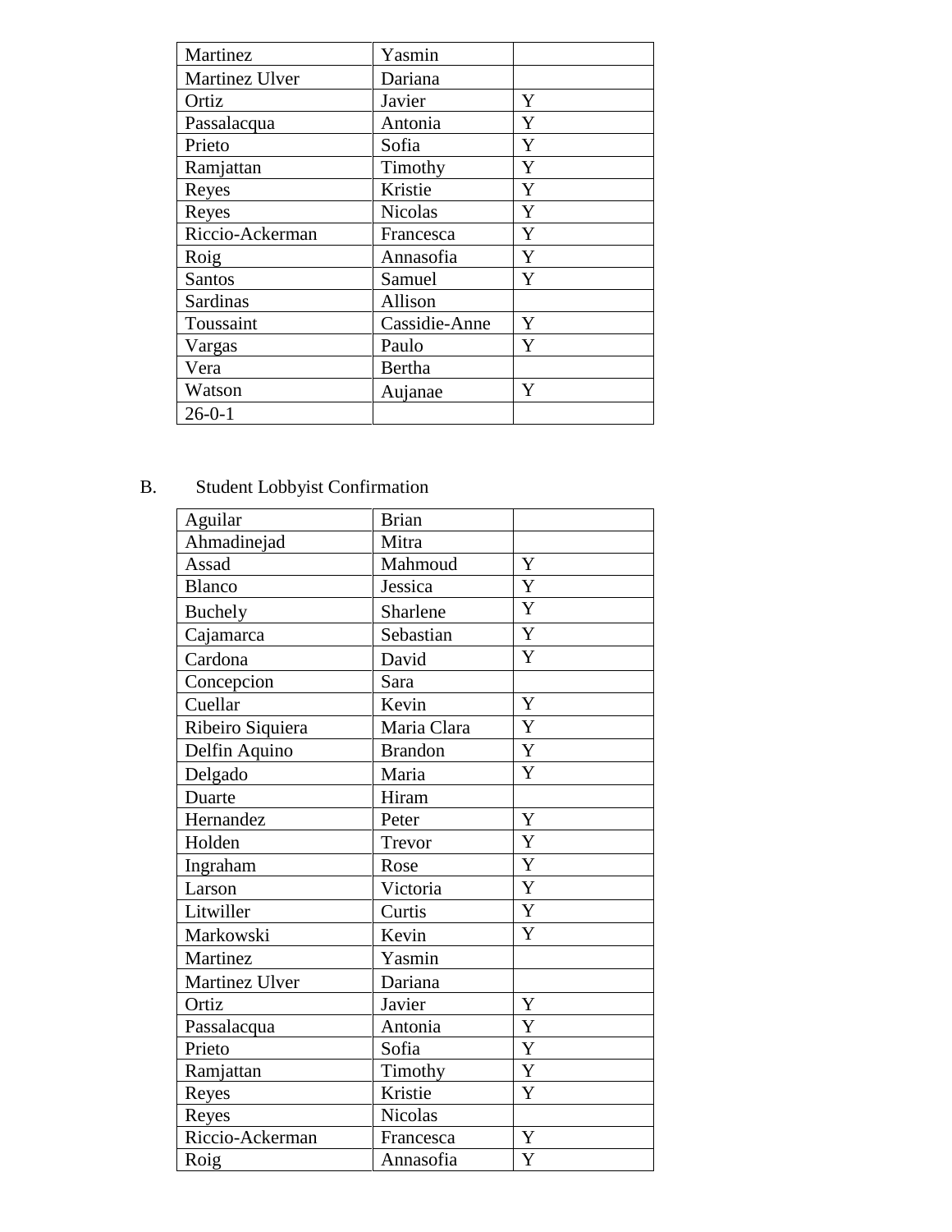| Martinez | Yasmin | |
|---|---|---|
| Martinez Ulver | Dariana | |
| Ortiz | Javier | Y |
| Passalacqua | Antonia | Y |
| Prieto | Sofia | Y |
| Ramjattan | Timothy | Y |
| Reyes | Kristie | Y |
| Reyes | Nicolas | Y |
| Riccio-Ackerman | Francesca | Y |
| Roig | Annasofia | Y |
| Santos | Samuel | Y |
| Sardinas | Allison | |
| Toussaint | Cassidie-Anne | Y |
| Vargas | Paulo | Y |
| Vera | Bertha | |
| Watson | Aujanae | Y |
| 26-0-1 | | |

B. Student Lobbyist Confirmation

| Aguilar | Brian | |
|---|---|---|
| Ahmadinejad | Mitra | |
| Assad | Mahmoud | Y |
| Blanco | Jessica | Y |
| Buchely | Sharlene | Y |
| Cajamarca | Sebastian | Y |
| Cardona | David | Y |
| Concepcion | Sara | |
| Cuellar | Kevin | Y |
| Ribeiro Siquiera | Maria Clara | Y |
| Delfin Aquino | Brandon | Y |
| Delgado | Maria | Y |
| Duarte | Hiram | |
| Hernandez | Peter | Y |
| Holden | Trevor | Y |
| Ingraham | Rose | Y |
| Larson | Victoria | Y |
| Litwiller | Curtis | Y |
| Markowski | Kevin | Y |
| Martinez | Yasmin | |
| Martinez Ulver | Dariana | |
| Ortiz | Javier | Y |
| Passalacqua | Antonia | Y |
| Prieto | Sofia | Y |
| Ramjattan | Timothy | Y |
| Reyes | Kristie | Y |
| Reyes | Nicolas | |
| Riccio-Ackerman | Francesca | Y |
| Roig | Annasofia | Y |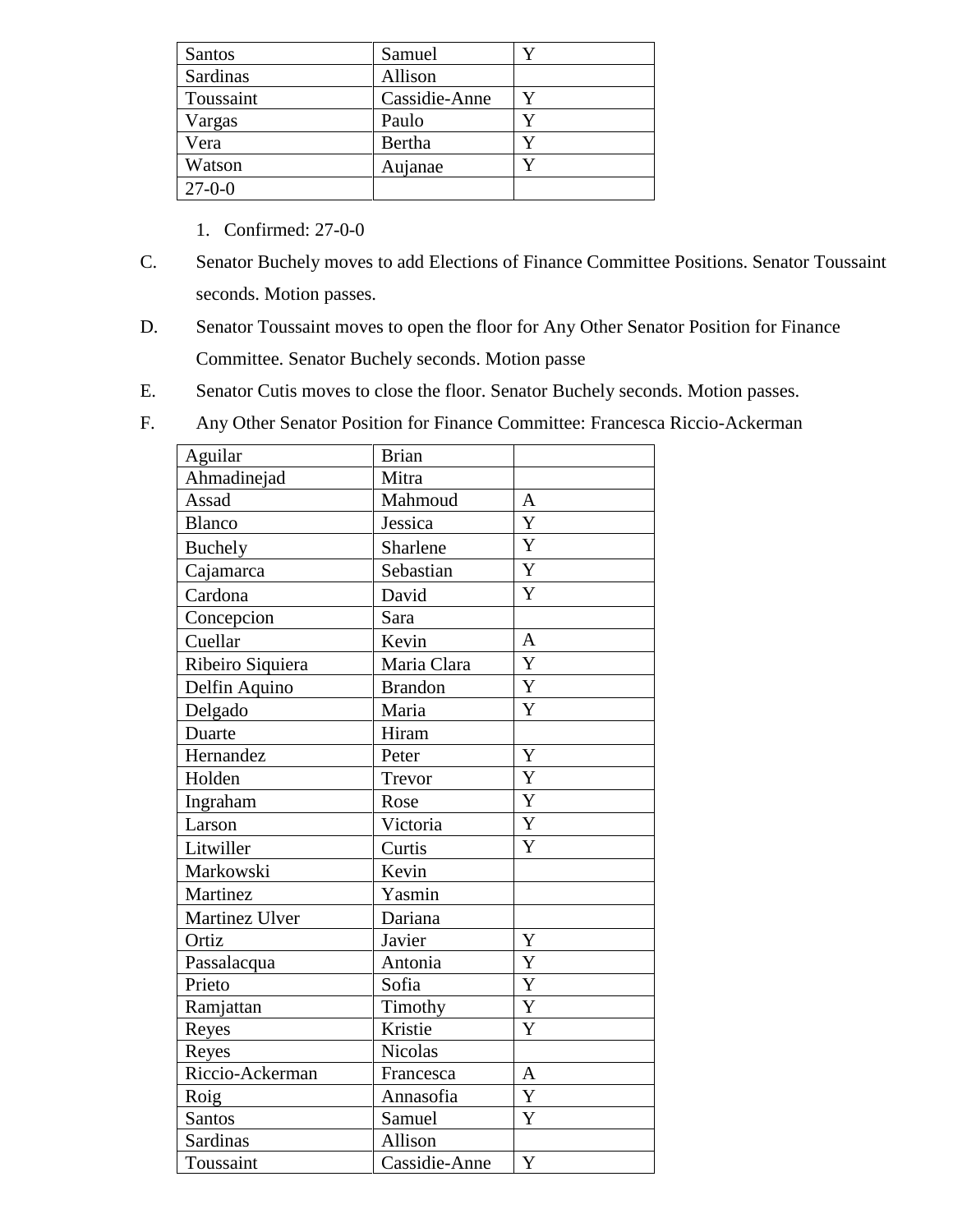| Santos | Samuel | Y |
|---|---|---|
| Sardinas | Allison | |
| Toussaint | Cassidie-Anne | Y |
| Vargas | Paulo | Y |
| Vera | Bertha | Y |
| Watson | Aujanae | Y |
| 27-0-0 | | |

1. Confirmed: 27-0-0

C. Senator Buchely moves to add Elections of Finance Committee Positions. Senator Toussaint seconds. Motion passes.

D. Senator Toussaint moves to open the floor for Any Other Senator Position for Finance Committee. Senator Buchely seconds. Motion passe

E. Senator Cutis moves to close the floor. Senator Buchely seconds. Motion passes.

F. Any Other Senator Position for Finance Committee: Francesca Riccio-Ackerman

| Aguilar | Brian | |
|---|---|---|
| Ahmadinejad | Mitra | |
| Assad | Mahmoud | A |
| Blanco | Jessica | Y |
| Buchely | Sharlene | Y |
| Cajamarca | Sebastian | Y |
| Cardona | David | Y |
| Concepcion | Sara | |
| Cuellar | Kevin | A |
| Ribeiro Siquiera | Maria Clara | Y |
| Delfin Aquino | Brandon | Y |
| Delgado | Maria | Y |
| Duarte | Hiram | |
| Hernandez | Peter | Y |
| Holden | Trevor | Y |
| Ingraham | Rose | Y |
| Larson | Victoria | Y |
| Litwiller | Curtis | Y |
| Markowski | Kevin | |
| Martinez | Yasmin | |
| Martinez Ulver | Dariana | |
| Ortiz | Javier | Y |
| Passalacqua | Antonia | Y |
| Prieto | Sofia | Y |
| Ramjattan | Timothy | Y |
| Reyes | Kristie | Y |
| Reyes | Nicolas | |
| Riccio-Ackerman | Francesca | A |
| Roig | Annasofia | Y |
| Santos | Samuel | Y |
| Sardinas | Allison | |
| Toussaint | Cassidie-Anne | Y |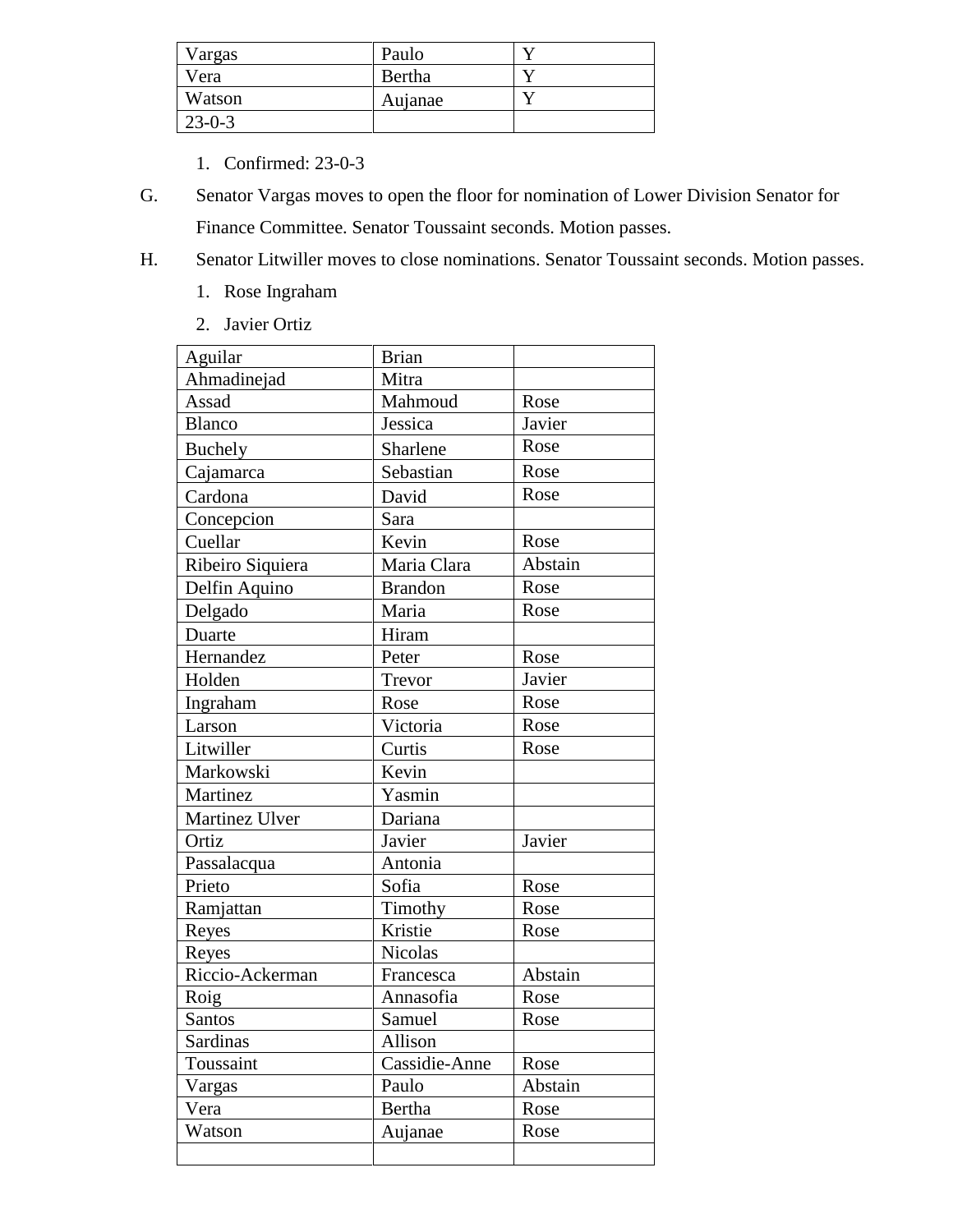| Vargas | Paulo | Y |
|---|---|---|
| Vera | Bertha | Y |
| Watson | Aujanae | Y |
| 23-0-3 | | |

1. Confirmed: 23-0-3

G. Senator Vargas moves to open the floor for nomination of Lower Division Senator for Finance Committee. Senator Toussaint seconds. Motion passes.

H. Senator Litwiller moves to close nominations. Senator Toussaint seconds. Motion passes.

1. Rose Ingraham
2. Javier Ortiz

| Aguilar | Brian | |
|---|---|---|
| Ahmadinejad | Mitra | |
| Assad | Mahmoud | Rose |
| Blanco | Jessica | Javier |
| Buchely | Sharlene | Rose |
| Cajamarca | Sebastian | Rose |
| Cardona | David | Rose |
| Concepcion | Sara | |
| Cuellar | Kevin | Rose |
| Ribeiro Siquiera | Maria Clara | Abstain |
| Delfin Aquino | Brandon | Rose |
| Delgado | Maria | Rose |
| Duarte | Hiram | |
| Hernandez | Peter | Rose |
| Holden | Trevor | Javier |
| Ingraham | Rose | Rose |
| Larson | Victoria | Rose |
| Litwiller | Curtis | Rose |
| Markowski | Kevin | |
| Martinez | Yasmin | |
| Martinez Ulver | Dariana | |
| Ortiz | Javier | Javier |
| Passalacqua | Antonia | |
| Prieto | Sofia | Rose |
| Ramjattan | Timothy | Rose |
| Reyes | Kristie | Rose |
| Reyes | Nicolas | |
| Riccio-Ackerman | Francesca | Abstain |
| Roig | Annasofia | Rose |
| Santos | Samuel | Rose |
| Sardinas | Allison | |
| Toussaint | Cassidie-Anne | Rose |
| Vargas | Paulo | Abstain |
| Vera | Bertha | Rose |
| Watson | Aujanae | Rose |
| | | |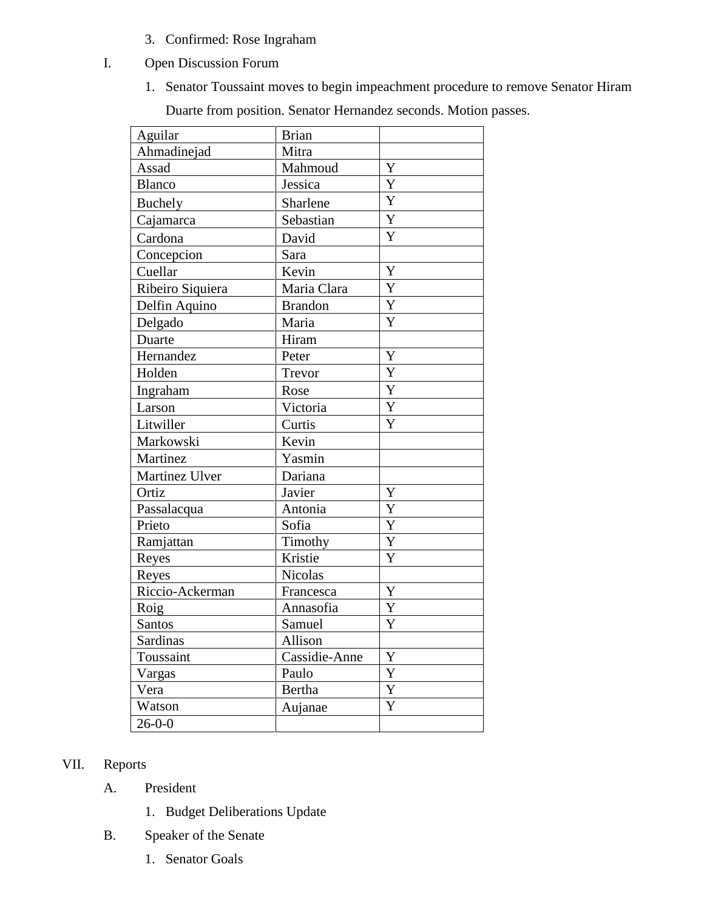3. Confirmed: Rose Ingraham

I. Open Discussion Forum

1. Senator Toussaint moves to begin impeachment procedure to remove Senator Hiram Duarte from position. Senator Hernandez seconds. Motion passes.

| | | |
|---|---|---|
| Aguilar | Brian | |
| Ahmadinejad | Mitra | |
| Assad | Mahmoud | Y |
| Blanco | Jessica | Y |
| Buchely | Sharlene | Y |
| Cajamarca | Sebastian | Y |
| Cardona | David | Y |
| Concepcion | Sara | |
| Cuellar | Kevin | Y |
| Ribeiro Siquiera | Maria Clara | Y |
| Delfin Aquino | Brandon | Y |
| Delgado | Maria | Y |
| Duarte | Hiram | |
| Hernandez | Peter | Y |
| Holden | Trevor | Y |
| Ingraham | Rose | Y |
| Larson | Victoria | Y |
| Litwiller | Curtis | Y |
| Markowski | Kevin | |
| Martinez | Yasmin | |
| Martinez Ulver | Dariana | |
| Ortiz | Javier | Y |
| Passalacqua | Antonia | Y |
| Prieto | Sofia | Y |
| Ramjattan | Timothy | Y |
| Reyes | Kristie | Y |
| Reyes | Nicolas | |
| Riccio-Ackerman | Francesca | Y |
| Roig | Annasofia | Y |
| Santos | Samuel | Y |
| Sardinas | Allison | |
| Toussaint | Cassidie-Anne | Y |
| Vargas | Paulo | Y |
| Vera | Bertha | Y |
| Watson | Aujanae | Y |
| 26-0-0 | | |

VII. Reports

A. President

1. Budget Deliberations Update

B. Speaker of the Senate

1. Senator Goals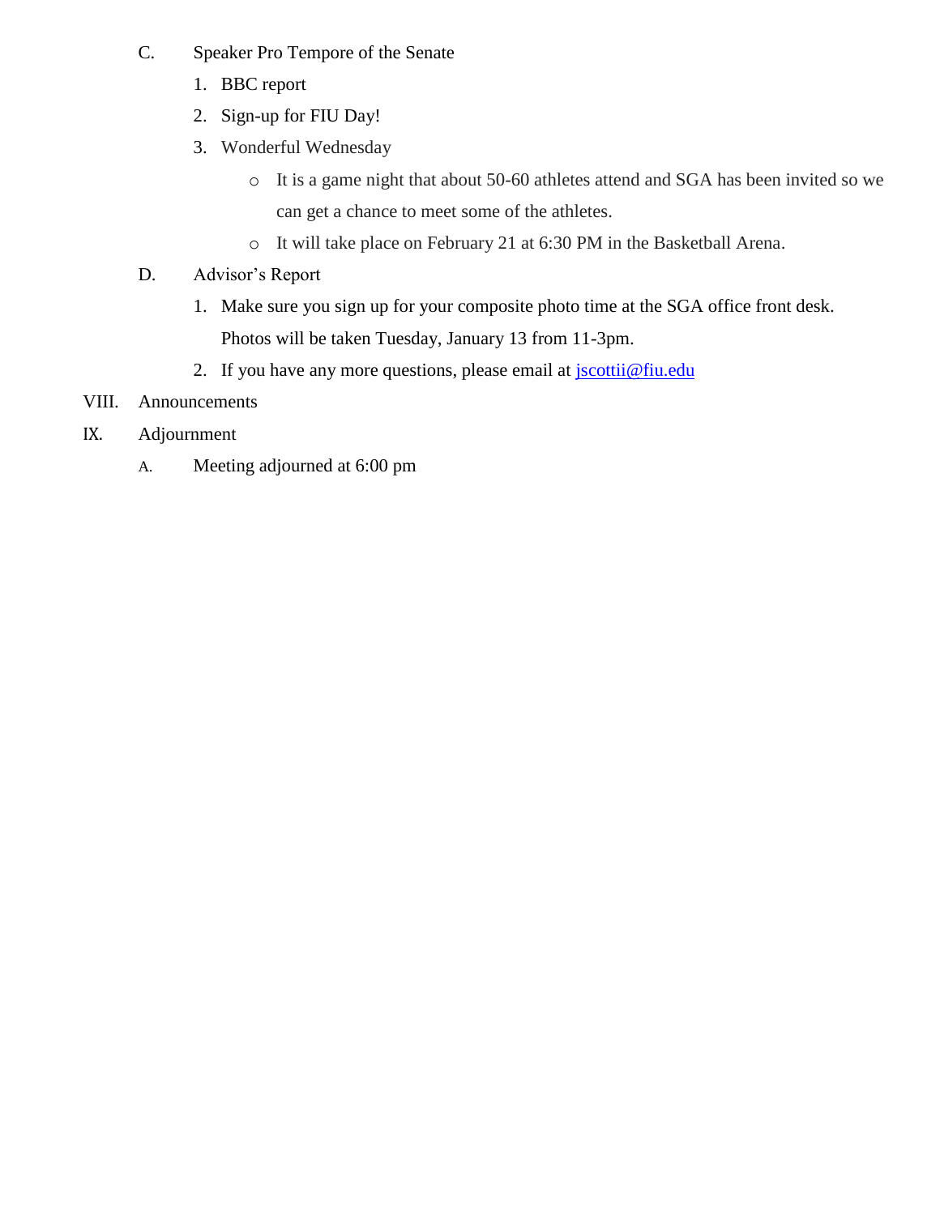C. Speaker Pro Tempore of the Senate

1. BBC report
2. Sign-up for FIU Day!
3. Wonderful Wednesday
   - It is a game night that about 50-60 athletes attend and SGA has been invited so we can get a chance to meet some of the athletes.
   - It will take place on February 21 at 6:30 PM in the Basketball Arena.

D. Advisor's Report

1. Make sure you sign up for your composite photo time at the SGA office front desk. Photos will be taken Tuesday, January 13 from 11-3pm.
2. If you have any more questions, please email at jscottii@fiu.edu

VIII. Announcements

IX. Adjournment

A. Meeting adjourned at 6:00 pm